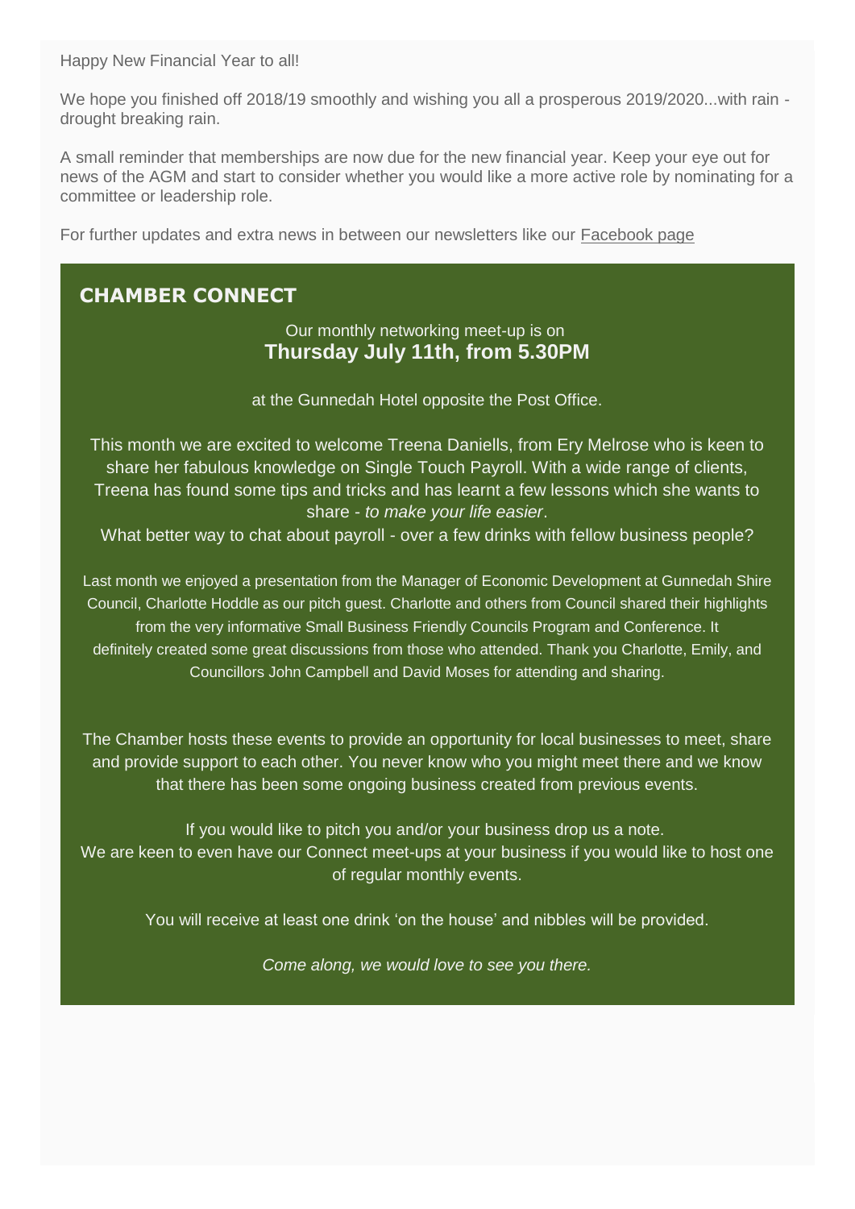Happy New Financial Year to all!

We hope you finished off 2018/19 smoothly and wishing you all a prosperous 2019/2020...with rain - drought breaking rain.

A small reminder that memberships are now due for the new financial year. Keep your eye out for news of the AGM and start to consider whether you would like a more active role by nominating for a committee or leadership role.

For further updates and extra news in between our newsletters like our Facebook page

## CHAMBER CONNECT

Our monthly networking meet-up is on
**Thursday July 11th, from 5.30PM**

at the Gunnedah Hotel opposite the Post Office.

This month we are excited to welcome Treena Daniells, from Ery Melrose who is keen to share her fabulous knowledge on Single Touch Payroll. With a wide range of clients, Treena has found some tips and tricks and has learnt a few lessons which she wants to share - *to make your life easier*.
What better way to chat about payroll - over a few drinks with fellow business people?

Last month we enjoyed a presentation from the Manager of Economic Development at Gunnedah Shire Council, Charlotte Hoddle as our pitch guest. Charlotte and others from Council shared their highlights from the very informative Small Business Friendly Councils Program and Conference. It definitely created some great discussions from those who attended. Thank you Charlotte, Emily, and Councillors John Campbell and David Moses for attending and sharing.

The Chamber hosts these events to provide an opportunity for local businesses to meet, share and provide support to each other. You never know who you might meet there and we know that there has been some ongoing business created from previous events.

If you would like to pitch you and/or your business drop us a note.
We are keen to even have our Connect meet-ups at your business if you would like to host one of regular monthly events.

You will receive at least one drink 'on the house' and nibbles will be provided.

*Come along, we would love to see you there.*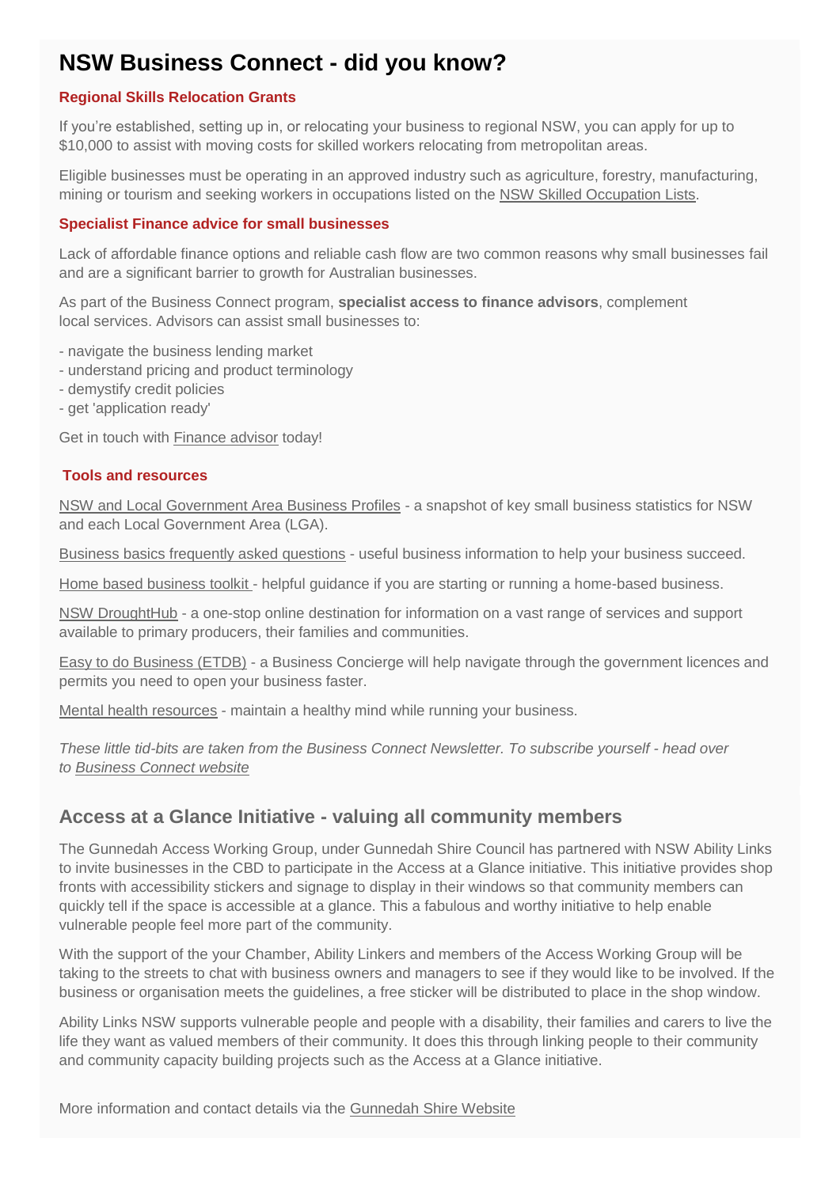# NSW Business Connect - did you know?

### Regional Skills Relocation Grants

If you're established, setting up in, or relocating your business to regional NSW, you can apply for up to $10,000 to assist with moving costs for skilled workers relocating from metropolitan areas.

Eligible businesses must be operating in an approved industry such as agriculture, forestry, manufacturing, mining or tourism and seeking workers in occupations listed on the NSW Skilled Occupation Lists.

### Specialist Finance advice for small businesses

Lack of affordable finance options and reliable cash flow are two common reasons why small businesses fail and are a significant barrier to growth for Australian businesses.

As part of the Business Connect program, **specialist access to finance advisors**, complement local services. Advisors can assist small businesses to:

- navigate the business lending market
- understand pricing and product terminology
- demystify credit policies
- get 'application ready'

Get in touch with Finance advisor today!

### Tools and resources

NSW and Local Government Area Business Profiles - a snapshot of key small business statistics for NSW and each Local Government Area (LGA).

Business basics frequently asked questions - useful business information to help your business succeed.

Home based business toolkit - helpful guidance if you are starting or running a home-based business.

NSW DroughtHub - a one-stop online destination for information on a vast range of services and support available to primary producers, their families and communities.

Easy to do Business (ETDB) - a Business Concierge will help navigate through the government licences and permits you need to open your business faster.

Mental health resources - maintain a healthy mind while running your business.

*These little tid-bits are taken from the Business Connect Newsletter. To subscribe yourself - head over to Business Connect website*

## Access at a Glance Initiative - valuing all community members

The Gunnedah Access Working Group, under Gunnedah Shire Council has partnered with NSW Ability Links to invite businesses in the CBD to participate in the Access at a Glance initiative. This initiative provides shop fronts with accessibility stickers and signage to display in their windows so that community members can quickly tell if the space is accessible at a glance. This a fabulous and worthy initiative to help enable vulnerable people feel more part of the community.

With the support of the your Chamber, Ability Linkers and members of the Access Working Group will be taking to the streets to chat with business owners and managers to see if they would like to be involved. If the business or organisation meets the guidelines, a free sticker will be distributed to place in the shop window.

Ability Links NSW supports vulnerable people and people with a disability, their families and carers to live the life they want as valued members of their community. It does this through linking people to their community and community capacity building projects such as the Access at a Glance initiative.

More information and contact details via the Gunnedah Shire Website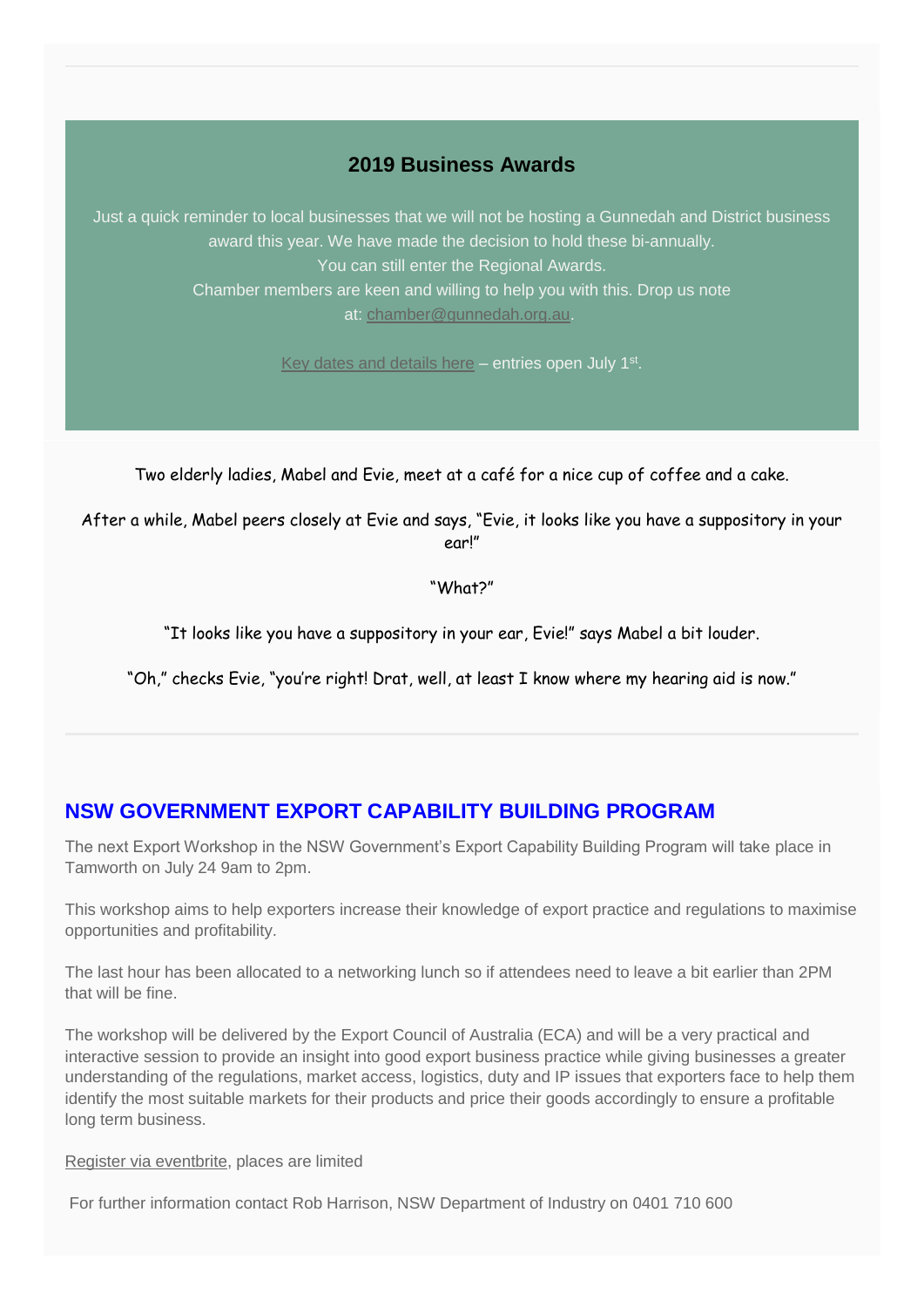## 2019 Business Awards

Just a quick reminder to local businesses that we will not be hosting a Gunnedah and District business award this year. We have made the decision to hold these bi-annually.
You can still enter the Regional Awards.
Chamber members are keen and willing to help you with this. Drop us note at: chamber@gunnedah.org.au.

Key dates and details here – entries open July 1st.

Two elderly ladies, Mabel and Evie, meet at a café for a nice cup of coffee and a cake.

After a while, Mabel peers closely at Evie and says, "Evie, it looks like you have a suppository in your ear!"

"What?"

"It looks like you have a suppository in your ear, Evie!" says Mabel a bit louder.

"Oh," checks Evie, "you're right! Drat, well, at least I know where my hearing aid is now."

---

## NSW GOVERNMENT EXPORT CAPABILITY BUILDING PROGRAM

The next Export Workshop in the NSW Government's Export Capability Building Program will take place in Tamworth on July 24 9am to 2pm.

This workshop aims to help exporters increase their knowledge of export practice and regulations to maximise opportunities and profitability.

The last hour has been allocated to a networking lunch so if attendees need to leave a bit earlier than 2PM that will be fine.

The workshop will be delivered by the Export Council of Australia (ECA) and will be a very practical and interactive session to provide an insight into good export business practice while giving businesses a greater understanding of the regulations, market access, logistics, duty and IP issues that exporters face to help them identify the most suitable markets for their products and price their goods accordingly to ensure a profitable long term business.

Register via eventbrite, places are limited

For further information contact Rob Harrison, NSW Department of Industry on 0401 710 600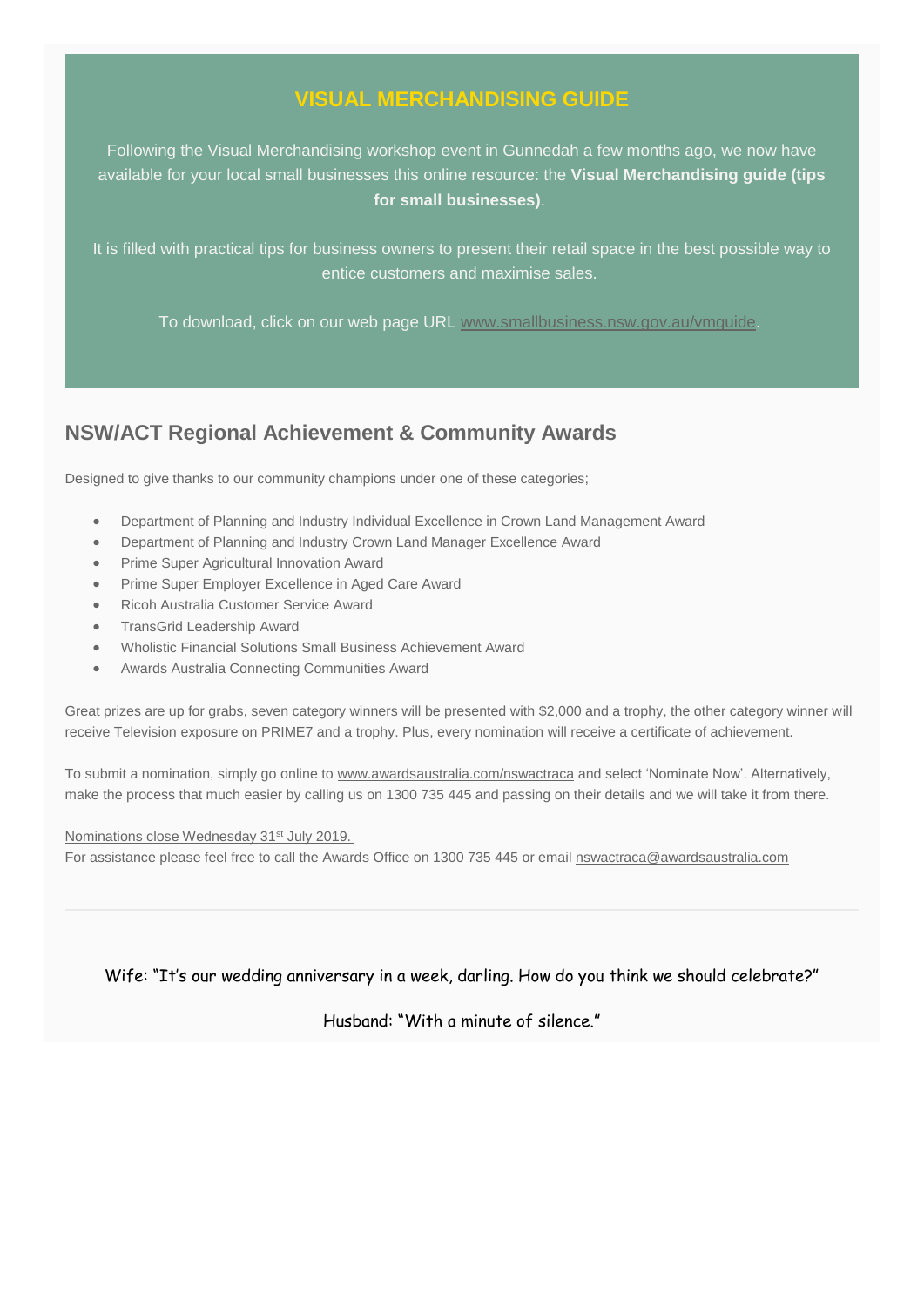## VISUAL MERCHANDISING GUIDE

Following the Visual Merchandising workshop event in Gunnedah a few months ago, we now have available for your local small businesses this online resource: the **Visual Merchandising guide (tips for small businesses)**.

It is filled with practical tips for business owners to present their retail space in the best possible way to entice customers and maximise sales.

To download, click on our web page URL www.smallbusiness.nsw.gov.au/vmguide.

## NSW/ACT Regional Achievement & Community Awards

Designed to give thanks to our community champions under one of these categories;

- Department of Planning and Industry Individual Excellence in Crown Land Management Award
- Department of Planning and Industry Crown Land Manager Excellence Award
- Prime Super Agricultural Innovation Award
- Prime Super Employer Excellence in Aged Care Award
- Ricoh Australia Customer Service Award
- TransGrid Leadership Award
- Wholistic Financial Solutions Small Business Achievement Award
- Awards Australia Connecting Communities Award

Great prizes are up for grabs, seven category winners will be presented with $2,000 and a trophy, the other category winner will receive Television exposure on PRIME7 and a trophy. Plus, every nomination will receive a certificate of achievement.

To submit a nomination, simply go online to www.awardsaustralia.com/nswactraca and select 'Nominate Now'. Alternatively, make the process that much easier by calling us on 1300 735 445 and passing on their details and we will take it from there.

Nominations close Wednesday 31st July 2019.
For assistance please feel free to call the Awards Office on 1300 735 445 or email nswactraca@awardsaustralia.com

---

Wife: "It's our wedding anniversary in a week, darling. How do you think we should celebrate?"

Husband: "With a minute of silence."